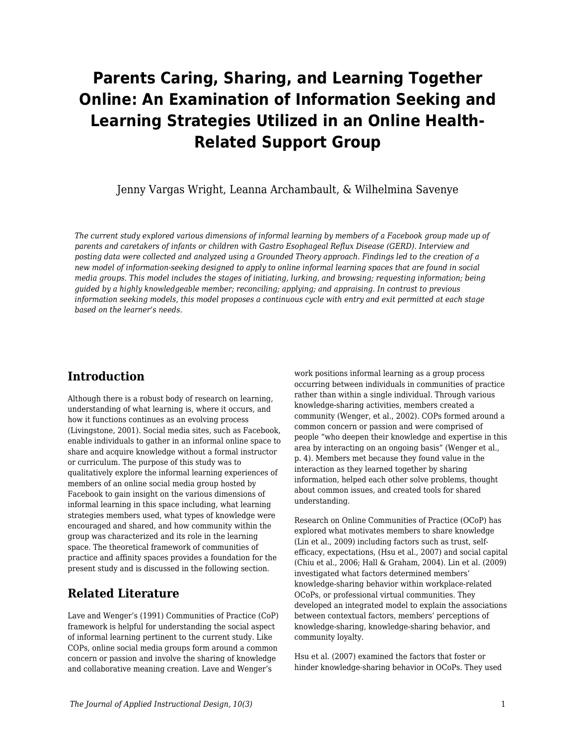# Parents Caring, Sharing, and Learning Together Online: An Examination of Information Seeking and Learning Strategies Utilized in an Online Health-Related Support Group

Jenny Vargas Wright, Leanna Archambault, & Wilhelmina Savenye

*The current study explored various dimensions of informal learning by members of a Facebook group made up of parents and caretakers of infants or children with Gastro Esophageal Reflux Disease (GERD). Interview and posting data were collected and analyzed using a Grounded Theory approach. Findings led to the creation of a new model of information-seeking designed to apply to online informal learning spaces that are found in social media groups. This model includes the stages of initiating, lurking, and browsing; requesting information; being guided by a highly knowledgeable member; reconciling; applying; and appraising. In contrast to previous information seeking models, this model proposes a continuous cycle with entry and exit permitted at each stage based on the learner's needs.*

## Introduction

Although there is a robust body of research on learning, understanding of what learning is, where it occurs, and how it functions continues as an evolving process (Livingstone, 2001). Social media sites, such as Facebook, enable individuals to gather in an informal online space to share and acquire knowledge without a formal instructor or curriculum. The purpose of this study was to qualitatively explore the informal learning experiences of members of an online social media group hosted by Facebook to gain insight on the various dimensions of informal learning in this space including, what learning strategies members used, what types of knowledge were encouraged and shared, and how community within the group was characterized and its role in the learning space. The theoretical framework of communities of practice and affinity spaces provides a foundation for the present study and is discussed in the following section.

## Related Literature

Lave and Wenger's (1991) Communities of Practice (CoP) framework is helpful for understanding the social aspect of informal learning pertinent to the current study. Like COPs, online social media groups form around a common concern or passion and involve the sharing of knowledge and collaborative meaning creation. Lave and Wenger's work positions informal learning as a group process occurring between individuals in communities of practice rather than within a single individual. Through various knowledge-sharing activities, members created a community (Wenger, et al., 2002). COPs formed around a common concern or passion and were comprised of people "who deepen their knowledge and expertise in this area by interacting on an ongoing basis" (Wenger et al., p. 4). Members met because they found value in the interaction as they learned together by sharing information, helped each other solve problems, thought about common issues, and created tools for shared understanding.

Research on Online Communities of Practice (OCoP) has explored what motivates members to share knowledge (Lin et al., 2009) including factors such as trust, self-efficacy, expectations, (Hsu et al., 2007) and social capital (Chiu et al., 2006; Hall & Graham, 2004). Lin et al. (2009) investigated what factors determined members' knowledge-sharing behavior within workplace-related OCoPs, or professional virtual communities. They developed an integrated model to explain the associations between contextual factors, members' perceptions of knowledge-sharing, knowledge-sharing behavior, and community loyalty.

Hsu et al. (2007) examined the factors that foster or hinder knowledge-sharing behavior in OCoPs. They used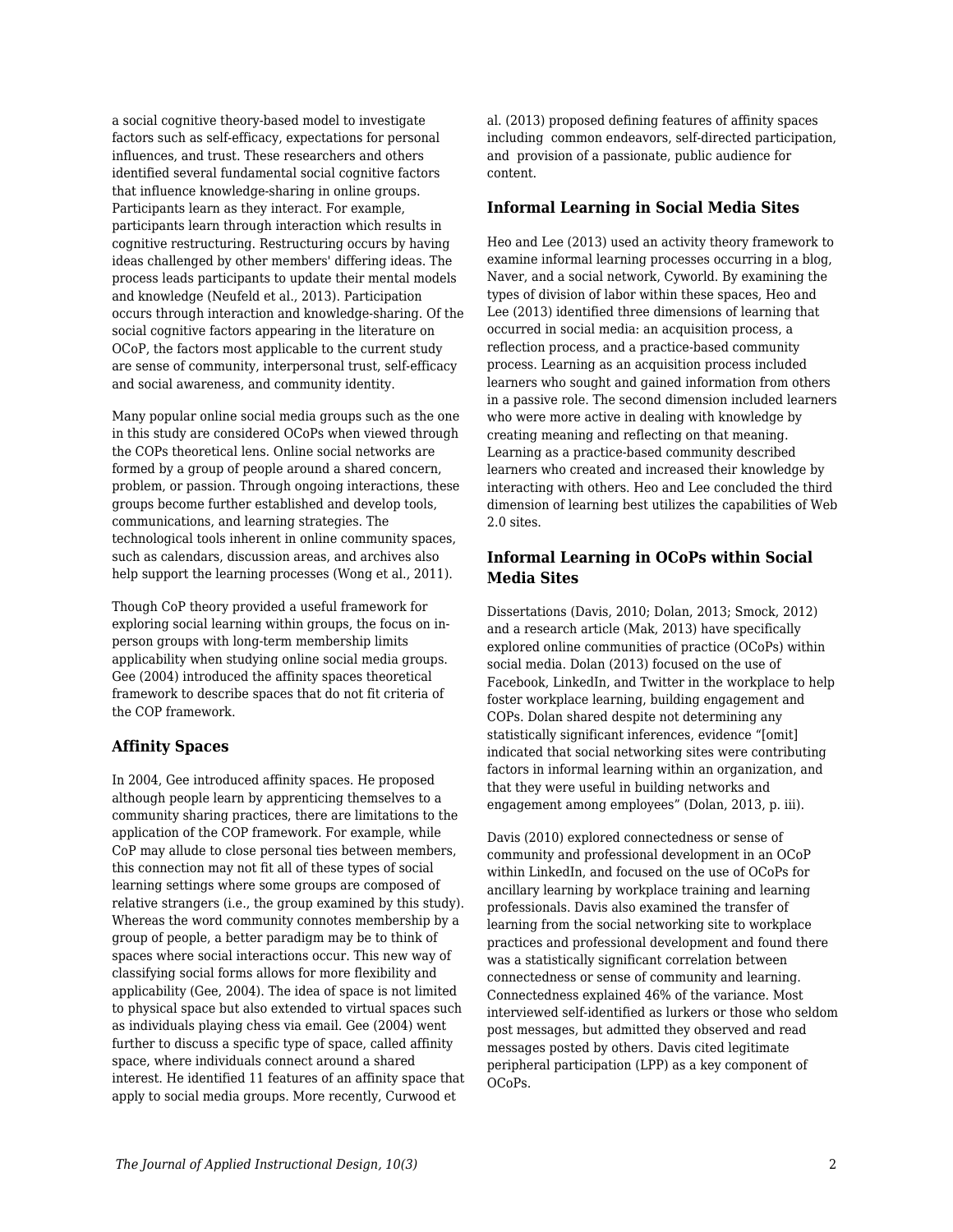a social cognitive theory-based model to investigate factors such as self-efficacy, expectations for personal influences, and trust. These researchers and others identified several fundamental social cognitive factors that influence knowledge-sharing in online groups. Participants learn as they interact. For example, participants learn through interaction which results in cognitive restructuring. Restructuring occurs by having ideas challenged by other members' differing ideas. The process leads participants to update their mental models and knowledge (Neufeld et al., 2013). Participation occurs through interaction and knowledge-sharing. Of the social cognitive factors appearing in the literature on OCoP, the factors most applicable to the current study are sense of community, interpersonal trust, self-efficacy and social awareness, and community identity.

Many popular online social media groups such as the one in this study are considered OCoPs when viewed through the COPs theoretical lens. Online social networks are formed by a group of people around a shared concern, problem, or passion. Through ongoing interactions, these groups become further established and develop tools, communications, and learning strategies. The technological tools inherent in online community spaces, such as calendars, discussion areas, and archives also help support the learning processes (Wong et al., 2011).

Though CoP theory provided a useful framework for exploring social learning within groups, the focus on in-person groups with long-term membership limits applicability when studying online social media groups. Gee (2004) introduced the affinity spaces theoretical framework to describe spaces that do not fit criteria of the COP framework.

### Affinity Spaces

In 2004, Gee introduced affinity spaces. He proposed although people learn by apprenticing themselves to a community sharing practices, there are limitations to the application of the COP framework. For example, while CoP may allude to close personal ties between members, this connection may not fit all of these types of social learning settings where some groups are composed of relative strangers (i.e., the group examined by this study). Whereas the word community connotes membership by a group of people, a better paradigm may be to think of spaces where social interactions occur. This new way of classifying social forms allows for more flexibility and applicability (Gee, 2004). The idea of space is not limited to physical space but also extended to virtual spaces such as individuals playing chess via email. Gee (2004) went further to discuss a specific type of space, called affinity space, where individuals connect around a shared interest. He identified 11 features of an affinity space that apply to social media groups. More recently, Curwood et al. (2013) proposed defining features of affinity spaces including common endeavors, self-directed participation, and provision of a passionate, public audience for content.

### Informal Learning in Social Media Sites

Heo and Lee (2013) used an activity theory framework to examine informal learning processes occurring in a blog, Naver, and a social network, Cyworld. By examining the types of division of labor within these spaces, Heo and Lee (2013) identified three dimensions of learning that occurred in social media: an acquisition process, a reflection process, and a practice-based community process. Learning as an acquisition process included learners who sought and gained information from others in a passive role. The second dimension included learners who were more active in dealing with knowledge by creating meaning and reflecting on that meaning. Learning as a practice-based community described learners who created and increased their knowledge by interacting with others. Heo and Lee concluded the third dimension of learning best utilizes the capabilities of Web 2.0 sites.

### Informal Learning in OCoPs within Social Media Sites

Dissertations (Davis, 2010; Dolan, 2013; Smock, 2012) and a research article (Mak, 2013) have specifically explored online communities of practice (OCoPs) within social media. Dolan (2013) focused on the use of Facebook, LinkedIn, and Twitter in the workplace to help foster workplace learning, building engagement and COPs. Dolan stated despite not determining any statistically significant inferences, evidence "[omit] indicated that social networking sites were contributing factors in informal learning within an organization, and that they were useful in building networks and engagement among employees" (Dolan, 2013, p. iii).

Davis (2010) explored connectedness or sense of community and professional development in an OCoP within LinkedIn, and focused on the use of OCoPs for ancillary learning by workplace training and learning professionals. Davis also examined the transfer of learning from the social networking site to workplace practices and professional development and found there was a statistically significant correlation between connectedness or sense of community and learning. Connectedness explained 46% of the variance. Most interviewed self-identified as lurkers or those who seldom post messages, but admitted they observed and read messages posted by others. Davis cited legitimate peripheral participation (LPP) as a key component of OCoPs.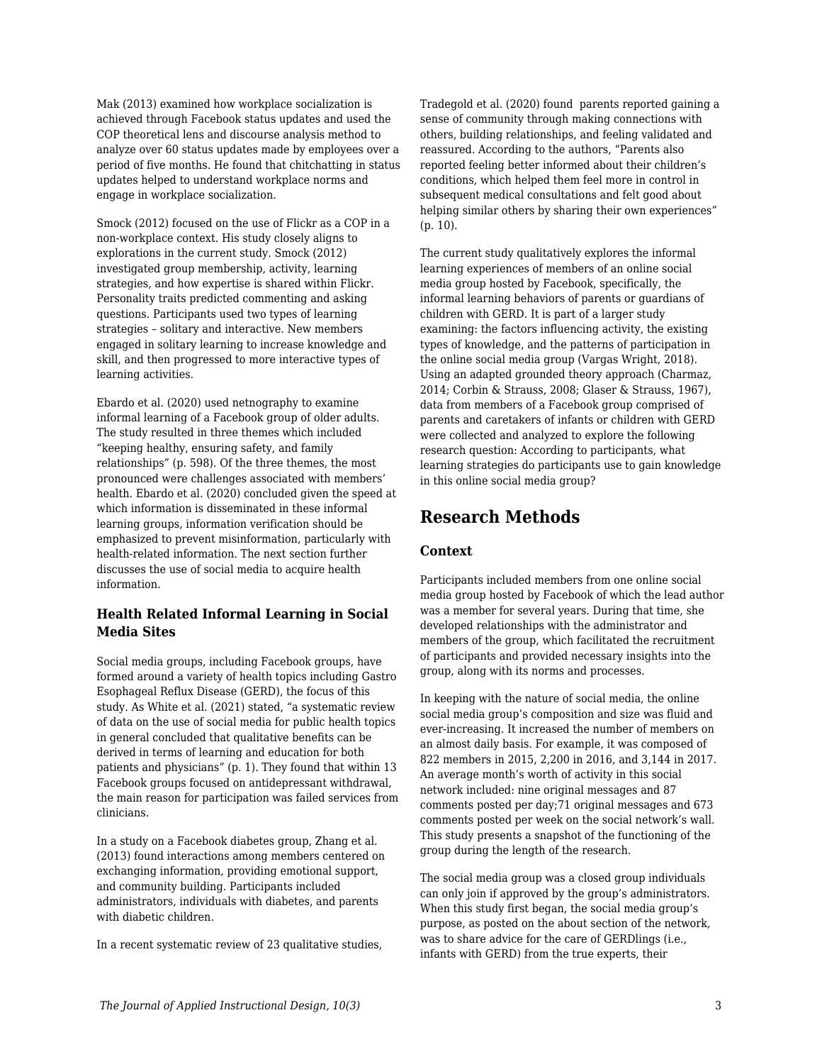Mak (2013) examined how workplace socialization is achieved through Facebook status updates and used the COP theoretical lens and discourse analysis method to analyze over 60 status updates made by employees over a period of five months. He found that chitchatting in status updates helped to understand workplace norms and engage in workplace socialization.

Smock (2012) focused on the use of Flickr as a COP in a non-workplace context. His study closely aligns to explorations in the current study. Smock (2012) investigated group membership, activity, learning strategies, and how expertise is shared within Flickr. Personality traits predicted commenting and asking questions. Participants used two types of learning strategies – solitary and interactive. New members engaged in solitary learning to increase knowledge and skill, and then progressed to more interactive types of learning activities.

Ebardo et al. (2020) used netnography to examine informal learning of a Facebook group of older adults. The study resulted in three themes which included "keeping healthy, ensuring safety, and family relationships" (p. 598). Of the three themes, the most pronounced were challenges associated with members' health. Ebardo et al. (2020) concluded given the speed at which information is disseminated in these informal learning groups, information verification should be emphasized to prevent misinformation, particularly with health-related information. The next section further discusses the use of social media to acquire health information.

### Health Related Informal Learning in Social Media Sites

Social media groups, including Facebook groups, have formed around a variety of health topics including Gastro Esophageal Reflux Disease (GERD), the focus of this study. As White et al. (2021) stated, "a systematic review of data on the use of social media for public health topics in general concluded that qualitative benefits can be derived in terms of learning and education for both patients and physicians" (p. 1). They found that within 13 Facebook groups focused on antidepressant withdrawal, the main reason for participation was failed services from clinicians.

In a study on a Facebook diabetes group, Zhang et al. (2013) found interactions among members centered on exchanging information, providing emotional support, and community building. Participants included administrators, individuals with diabetes, and parents with diabetic children.

In a recent systematic review of 23 qualitative studies, Tradegold et al. (2020) found parents reported gaining a sense of community through making connections with others, building relationships, and feeling validated and reassured. According to the authors, "Parents also reported feeling better informed about their children's conditions, which helped them feel more in control in subsequent medical consultations and felt good about helping similar others by sharing their own experiences" (p. 10).

The current study qualitatively explores the informal learning experiences of members of an online social media group hosted by Facebook, specifically, the informal learning behaviors of parents or guardians of children with GERD. It is part of a larger study examining: the factors influencing activity, the existing types of knowledge, and the patterns of participation in the online social media group (Vargas Wright, 2018). Using an adapted grounded theory approach (Charmaz, 2014; Corbin & Strauss, 2008; Glaser & Strauss, 1967), data from members of a Facebook group comprised of parents and caretakers of infants or children with GERD were collected and analyzed to explore the following research question: According to participants, what learning strategies do participants use to gain knowledge in this online social media group?

## Research Methods

### Context

Participants included members from one online social media group hosted by Facebook of which the lead author was a member for several years. During that time, she developed relationships with the administrator and members of the group, which facilitated the recruitment of participants and provided necessary insights into the group, along with its norms and processes.

In keeping with the nature of social media, the online social media group's composition and size was fluid and ever-increasing. It increased the number of members on an almost daily basis. For example, it was composed of 822 members in 2015, 2,200 in 2016, and 3,144 in 2017. An average month's worth of activity in this social network included: nine original messages and 87 comments posted per day;71 original messages and 673 comments posted per week on the social network's wall. This study presents a snapshot of the functioning of the group during the length of the research.

The social media group was a closed group individuals can only join if approved by the group's administrators. When this study first began, the social media group's purpose, as posted on the about section of the network, was to share advice for the care of GERDlings (i.e., infants with GERD) from the true experts, their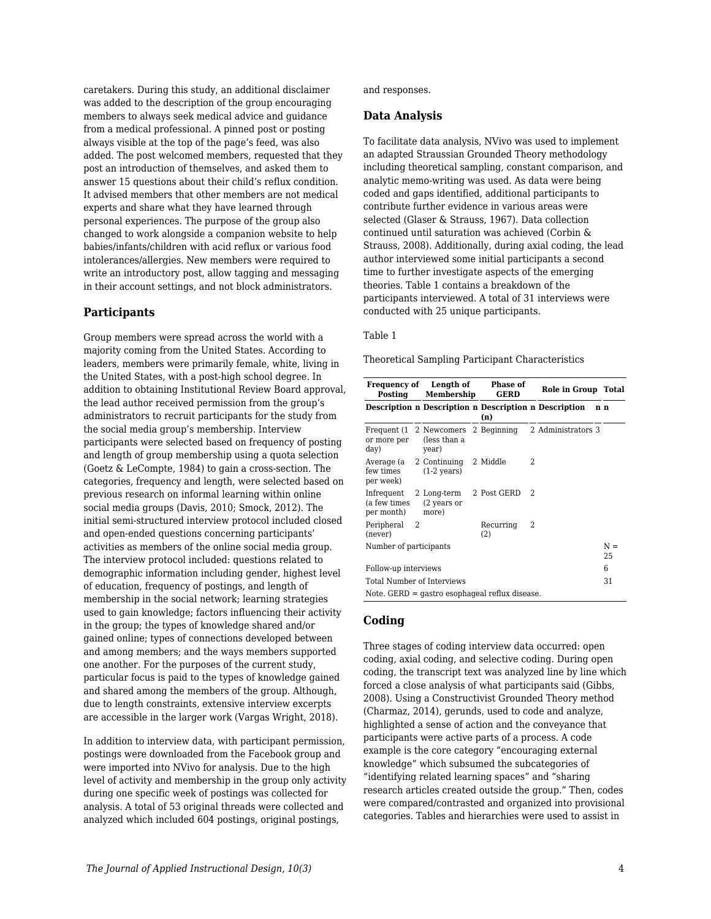caretakers. During this study, an additional disclaimer was added to the description of the group encouraging members to always seek medical advice and guidance from a medical professional. A pinned post or posting always visible at the top of the page's feed, was also added. The post welcomed members, requested that they post an introduction of themselves, and asked them to answer 15 questions about their child's reflux condition. It advised members that other members are not medical experts and share what they have learned through personal experiences. The purpose of the group also changed to work alongside a companion website to help babies/infants/children with acid reflux or various food intolerances/allergies. New members were required to write an introductory post, allow tagging and messaging in their account settings, and not block administrators.

## Participants

Group members were spread across the world with a majority coming from the United States. According to leaders, members were primarily female, white, living in the United States, with a post-high school degree. In addition to obtaining Institutional Review Board approval, the lead author received permission from the group's administrators to recruit participants for the study from the social media group's membership. Interview participants were selected based on frequency of posting and length of group membership using a quota selection (Goetz & LeCompte, 1984) to gain a cross-section. The categories, frequency and length, were selected based on previous research on informal learning within online social media groups (Davis, 2010; Smock, 2012). The initial semi-structured interview protocol included closed and open-ended questions concerning participants' activities as members of the online social media group. The interview protocol included: questions related to demographic information including gender, highest level of education, frequency of postings, and length of membership in the social network; learning strategies used to gain knowledge; factors influencing their activity in the group; the types of knowledge shared and/or gained online; types of connections developed between and among members; and the ways members supported one another. For the purposes of the current study, particular focus is paid to the types of knowledge gained and shared among the members of the group. Although, due to length constraints, extensive interview excerpts are accessible in the larger work (Vargas Wright, 2018).

In addition to interview data, with participant permission, postings were downloaded from the Facebook group and were imported into NVivo for analysis. Due to the high level of activity and membership in the group only activity during one specific week of postings was collected for analysis. A total of 53 original threads were collected and analyzed which included 604 postings, original postings, and responses.

## Data Analysis

To facilitate data analysis, NVivo was used to implement an adapted Straussian Grounded Theory methodology including theoretical sampling, constant comparison, and analytic memo-writing was used. As data were being coded and gaps identified, additional participants to contribute further evidence in various areas were selected (Glaser & Strauss, 1967). Data collection continued until saturation was achieved (Corbin & Strauss, 2008). Additionally, during axial coding, the lead author interviewed some initial participants a second time to further investigate aspects of the emerging theories. Table 1 contains a breakdown of the participants interviewed. A total of 31 interviews were conducted with 25 unique participants.

Table 1

Theoretical Sampling Participant Characteristics

| Frequency of Posting | | Length of Membership | | Phase of GERD | | Role in Group | | Total |
|---|---|---|---|---|---|---|---|---|
| Description | n | Description | n | Description (n) | n | Description | n | n |
| Frequent (1 or more per day) | 2 | Newcomers (less than a year) | 2 | Beginning | 2 | Administrators | 3 | |
| Average (a few times per week) | 2 | Continuing (1-2 years) | 2 | Middle | 2 | | | |
| Infrequent (a few times per month) | 2 | Long-term (2 years or more) | 2 | Post GERD | 2 | | | |
| Peripheral (never) | 2 | | | Recurring (2) | 2 | | | |
| Number of participants | | | | | | | | N = 25 |
| Follow-up interviews | | | | | | | | 6 |
| Total Number of Interviews | | | | | | | | 31 |

Note. GERD = gastro esophageal reflux disease.

## Coding

Three stages of coding interview data occurred: open coding, axial coding, and selective coding. During open coding, the transcript text was analyzed line by line which forced a close analysis of what participants said (Gibbs, 2008). Using a Constructivist Grounded Theory method (Charmaz, 2014), gerunds, used to code and analyze, highlighted a sense of action and the conveyance that participants were active parts of a process. A code example is the core category "encouraging external knowledge" which subsumed the subcategories of "identifying related learning spaces" and "sharing research articles created outside the group." Then, codes were compared/contrasted and organized into provisional categories. Tables and hierarchies were used to assist in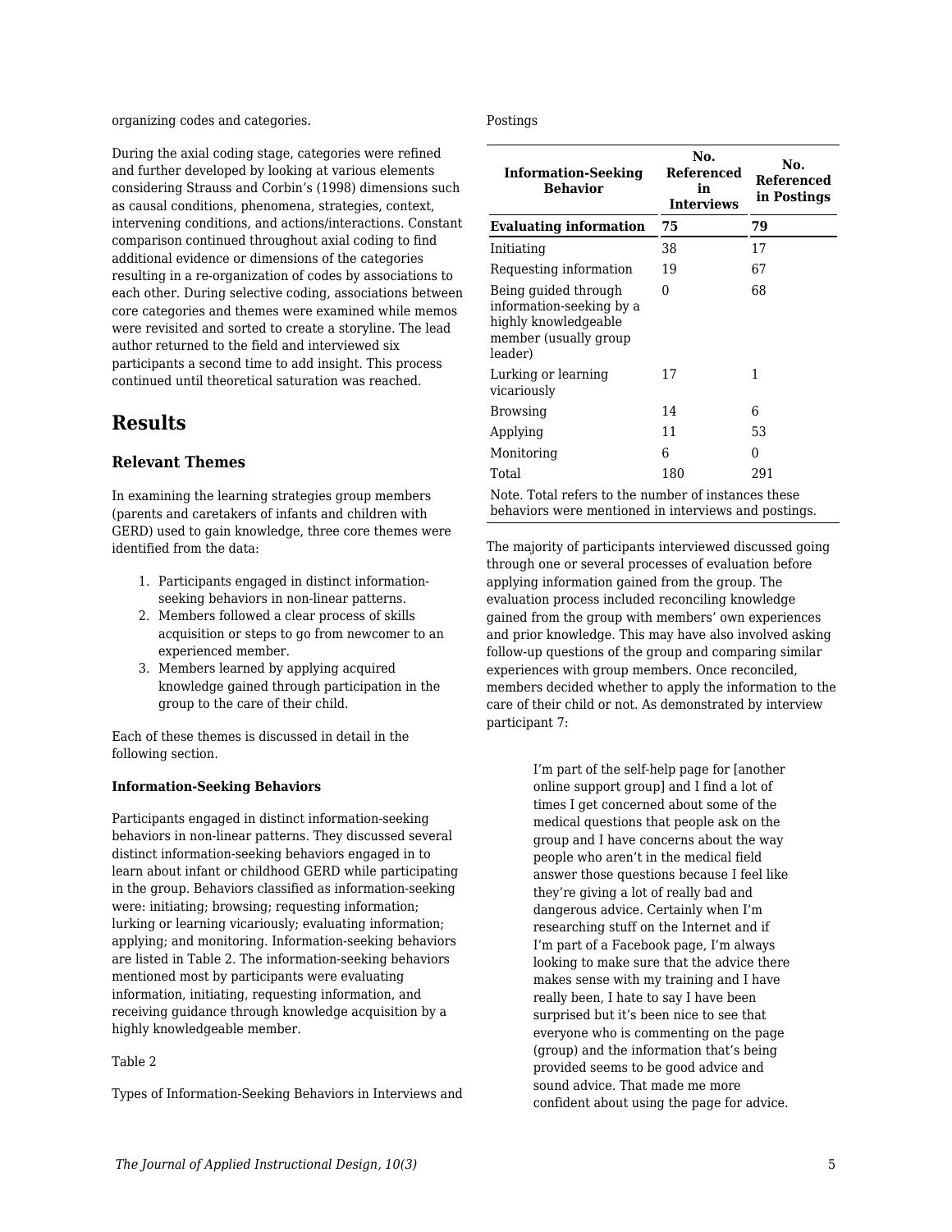organizing codes and categories.

During the axial coding stage, categories were refined and further developed by looking at various elements considering Strauss and Corbin's (1998) dimensions such as causal conditions, phenomena, strategies, context, intervening conditions, and actions/interactions. Constant comparison continued throughout axial coding to find additional evidence or dimensions of the categories resulting in a re-organization of codes by associations to each other. During selective coding, associations between core categories and themes were examined while memos were revisited and sorted to create a storyline. The lead author returned to the field and interviewed six participants a second time to add insight. This process continued until theoretical saturation was reached.

## Results

### Relevant Themes

In examining the learning strategies group members (parents and caretakers of infants and children with GERD) used to gain knowledge, three core themes were identified from the data:

1. Participants engaged in distinct information-seeking behaviors in non-linear patterns.
2. Members followed a clear process of skills acquisition or steps to go from newcomer to an experienced member.
3. Members learned by applying acquired knowledge gained through participation in the group to the care of their child.

Each of these themes is discussed in detail in the following section.

#### Information-Seeking Behaviors

Participants engaged in distinct information-seeking behaviors in non-linear patterns. They discussed several distinct information-seeking behaviors engaged in to learn about infant or childhood GERD while participating in the group. Behaviors classified as information-seeking were: initiating; browsing; requesting information; lurking or learning vicariously; evaluating information; applying; and monitoring. Information-seeking behaviors are listed in Table 2. The information-seeking behaviors mentioned most by participants were evaluating information, initiating, requesting information, and receiving guidance through knowledge acquisition by a highly knowledgeable member.

Table 2

Types of Information-Seeking Behaviors in Interviews and Postings

| Information-Seeking Behavior | No. Referenced in Interviews | No. Referenced in Postings |
|---|---|---|
| **Evaluating information** | **75** | **79** |
| Initiating | 38 | 17 |
| Requesting information | 19 | 67 |
| Being guided through information-seeking by a highly knowledgeable member (usually group leader) | 0 | 68 |
| Lurking or learning vicariously | 17 | 1 |
| Browsing | 14 | 6 |
| Applying | 11 | 53 |
| Monitoring | 6 | 0 |
| Total | 180 | 291 |

Note. Total refers to the number of instances these behaviors were mentioned in interviews and postings.

The majority of participants interviewed discussed going through one or several processes of evaluation before applying information gained from the group. The evaluation process included reconciling knowledge gained from the group with members' own experiences and prior knowledge. This may have also involved asking follow-up questions of the group and comparing similar experiences with group members. Once reconciled, members decided whether to apply the information to the care of their child or not. As demonstrated by interview participant 7:

> I'm part of the self-help page for [another online support group] and I find a lot of times I get concerned about some of the medical questions that people ask on the group and I have concerns about the way people who aren't in the medical field answer those questions because I feel like they're giving a lot of really bad and dangerous advice. Certainly when I'm researching stuff on the Internet and if I'm part of a Facebook page, I'm always looking to make sure that the advice there makes sense with my training and I have really been, I hate to say I have been surprised but it's been nice to see that everyone who is commenting on the page (group) and the information that's being provided seems to be good advice and sound advice. That made me more confident about using the page for advice.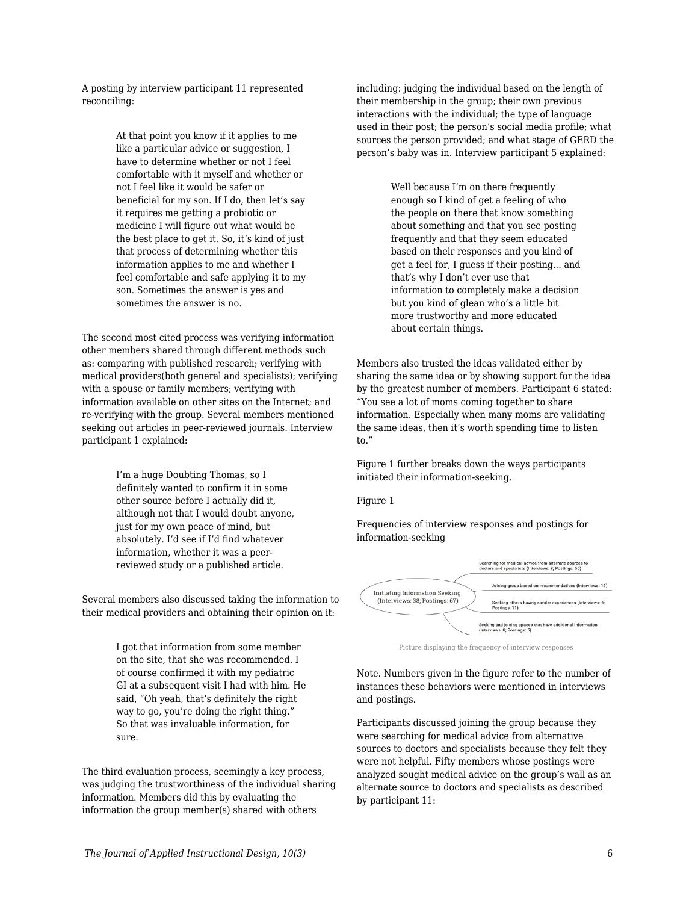A posting by interview participant 11 represented reconciling:

> At that point you know if it applies to me like a particular advice or suggestion, I have to determine whether or not I feel comfortable with it myself and whether or not I feel like it would be safer or beneficial for my son. If I do, then let's say it requires me getting a probiotic or medicine I will figure out what would be the best place to get it. So, it's kind of just that process of determining whether this information applies to me and whether I feel comfortable and safe applying it to my son. Sometimes the answer is yes and sometimes the answer is no.

The second most cited process was verifying information other members shared through different methods such as: comparing with published research; verifying with medical providers(both general and specialists); verifying with a spouse or family members; verifying with information available on other sites on the Internet; and re-verifying with the group. Several members mentioned seeking out articles in peer-reviewed journals. Interview participant 1 explained:

> I'm a huge Doubting Thomas, so I definitely wanted to confirm it in some other source before I actually did it, although not that I would doubt anyone, just for my own peace of mind, but absolutely. I'd see if I'd find whatever information, whether it was a peer-reviewed study or a published article.

Several members also discussed taking the information to their medical providers and obtaining their opinion on it:

> I got that information from some member on the site, that she was recommended. I of course confirmed it with my pediatric GI at a subsequent visit I had with him. He said, "Oh yeah, that's definitely the right way to go, you're doing the right thing." So that was invaluable information, for sure.

The third evaluation process, seemingly a key process, was judging the trustworthiness of the individual sharing information. Members did this by evaluating the information the group member(s) shared with others including: judging the individual based on the length of their membership in the group; their own previous interactions with the individual; the type of language used in their post; the person's social media profile; what sources the person provided; and what stage of GERD the person's baby was in. Interview participant 5 explained:

> Well because I'm on there frequently enough so I kind of get a feeling of who the people on there that know something about something and that you see posting frequently and that they seem educated based on their responses and you kind of get a feel for, I guess if their posting... and that's why I don't ever use that information to completely make a decision but you kind of glean who's a little bit more trustworthy and more educated about certain things.

Members also trusted the ideas validated either by sharing the same idea or by showing support for the idea by the greatest number of members. Participant 6 stated: "You see a lot of moms coming together to share information. Especially when many moms are validating the same ideas, then it's worth spending time to listen to."

Figure 1 further breaks down the ways participants initiated their information-seeking.

Figure 1

Frequencies of interview responses and postings for information-seeking

- Initiating Information Seeking (Interviews: 38; Postings: 67)
  - Searching for medical advice from alternate sources to doctors and specialists (Interviews: 8; Postings: 50)
  - Joining group based on recommendations (Interviews: 16)
  - Seeking others having similar experiences (Interviews: 6; Postings: 11)
  - Seeking and joining spaces that have additional information (Interviews: 8; Postings: 5)

Picture displaying the frequency of interview responses

Note. Numbers given in the figure refer to the number of instances these behaviors were mentioned in interviews and postings.

Participants discussed joining the group because they were searching for medical advice from alternative sources to doctors and specialists because they felt they were not helpful. Fifty members whose postings were analyzed sought medical advice on the group's wall as an alternate source to doctors and specialists as described by participant 11: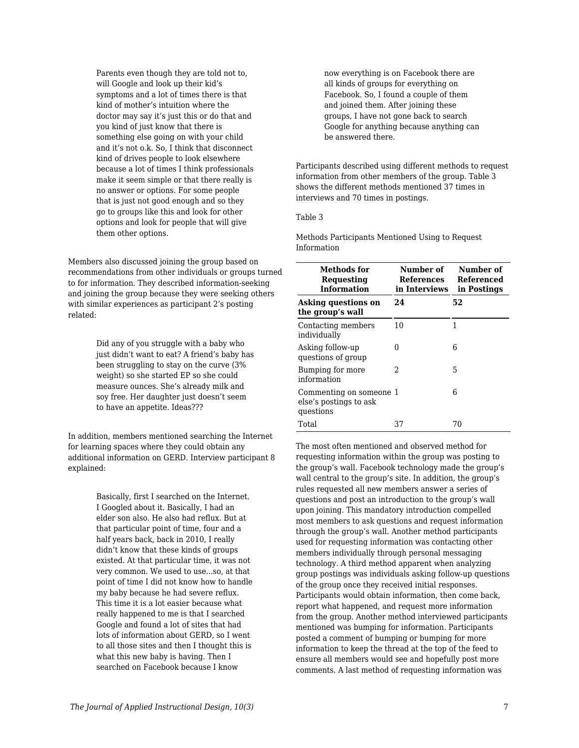> Parents even though they are told not to, will Google and look up their kid's symptoms and a lot of times there is that kind of mother's intuition where the doctor may say it's just this or do that and you kind of just know that there is something else going on with your child and it's not o.k. So, I think that disconnect kind of drives people to look elsewhere because a lot of times I think professionals make it seem simple or that there really is no answer or options. For some people that is just not good enough and so they go to groups like this and look for other options and look for people that will give them other options.

Members also discussed joining the group based on recommendations from other individuals or groups turned to for information. They described information-seeking and joining the group because they were seeking others with similar experiences as participant 2's posting related:

> Did any of you struggle with a baby who just didn't want to eat? A friend's baby has been struggling to stay on the curve (3% weight) so she started EP so she could measure ounces. She's already milk and soy free. Her daughter just doesn't seem to have an appetite. Ideas???

In addition, members mentioned searching the Internet for learning spaces where they could obtain any additional information on GERD. Interview participant 8 explained:

> Basically, first I searched on the Internet. I Googled about it. Basically, I had an elder son also. He also had reflux. But at that particular point of time, four and a half years back, back in 2010, I really didn't know that these kinds of groups existed. At that particular time, it was not very common. We used to use...so, at that point of time I did not know how to handle my baby because he had severe reflux. This time it is a lot easier because what really happened to me is that I searched Google and found a lot of sites that had lots of information about GERD, so I went to all those sites and then I thought this is what this new baby is having. Then I searched on Facebook because I know now everything is on Facebook there are all kinds of groups for everything on Facebook. So, I found a couple of them and joined them. After joining these groups, I have not gone back to search Google for anything because anything can be answered there.

Participants described using different methods to request information from other members of the group. Table 3 shows the different methods mentioned 37 times in interviews and 70 times in postings.

Table 3

Methods Participants Mentioned Using to Request Information

| Methods for Requesting Information | Number of References in Interviews | Number of Referenced in Postings |
|---|---|---|
| **Asking questions on the group's wall** | **24** | **52** |
| Contacting members individually | 10 | 1 |
| Asking follow-up questions of group | 0 | 6 |
| Bumping for more information | 2 | 5 |
| Commenting on someone else's postings to ask questions | 1 | 6 |
| Total | 37 | 70 |

The most often mentioned and observed method for requesting information within the group was posting to the group's wall. Facebook technology made the group's wall central to the group's site. In addition, the group's rules requested all new members answer a series of questions and post an introduction to the group's wall upon joining. This mandatory introduction compelled most members to ask questions and request information through the group's wall. Another method participants used for requesting information was contacting other members individually through personal messaging technology. A third method apparent when analyzing group postings was individuals asking follow-up questions of the group once they received initial responses. Participants would obtain information, then come back, report what happened, and request more information from the group. Another method interviewed participants mentioned was bumping for information. Participants posted a comment of bumping or bumping for more information to keep the thread at the top of the feed to ensure all members would see and hopefully post more comments. A last method of requesting information was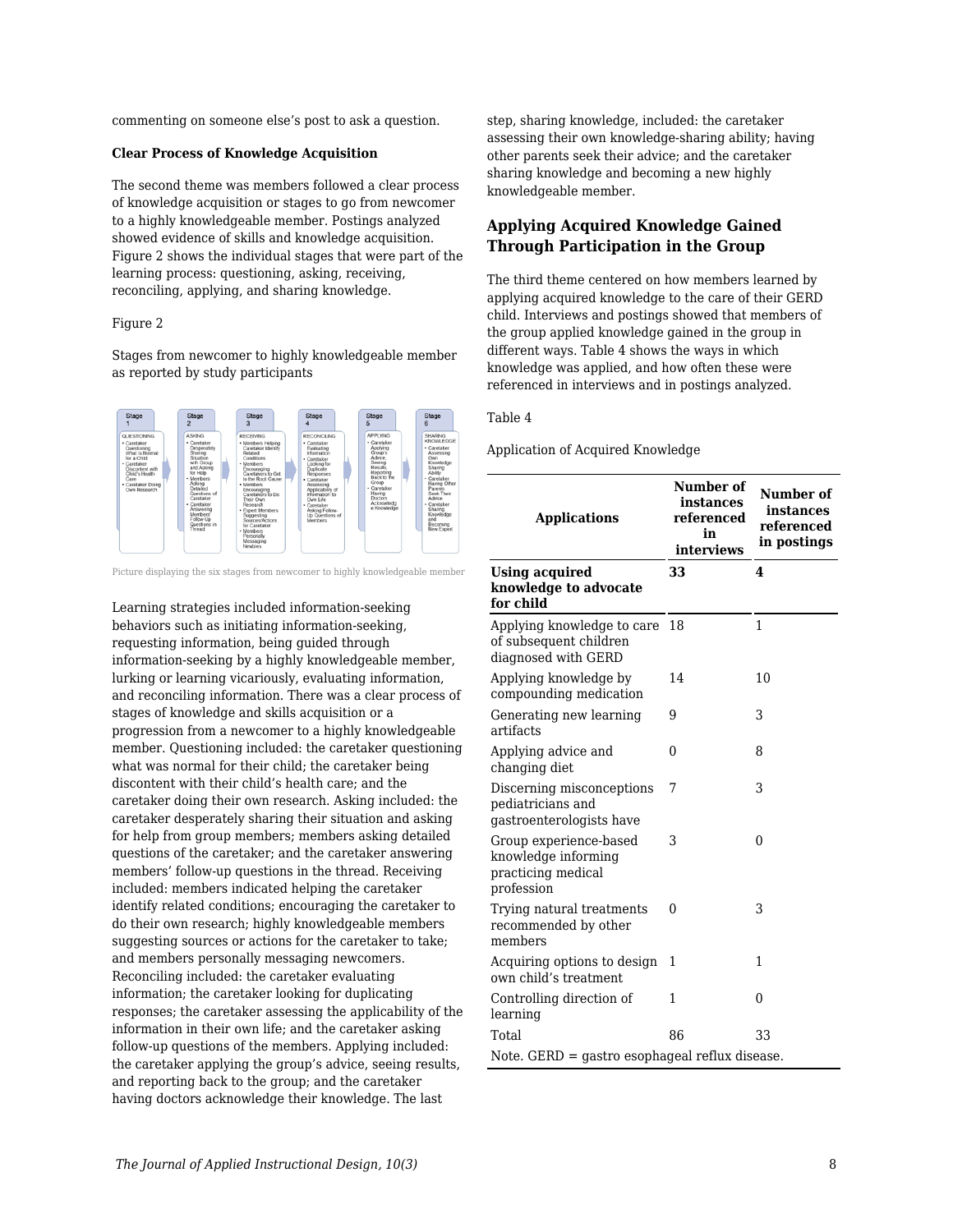commenting on someone else's post to ask a question.

**Clear Process of Knowledge Acquisition**

The second theme was members followed a clear process of knowledge acquisition or stages to go from newcomer to a highly knowledgeable member. Postings analyzed showed evidence of skills and knowledge acquisition. Figure 2 shows the individual stages that were part of the learning process: questioning, asking, receiving, reconciling, applying, and sharing knowledge.

Figure 2

Stages from newcomer to highly knowledgeable member as reported by study participants

Picture displaying the six stages from newcomer to highly knowledgeable member

Learning strategies included information-seeking behaviors such as initiating information-seeking, requesting information, being guided through information-seeking by a highly knowledgeable member, lurking or learning vicariously, evaluating information, and reconciling information. There was a clear process of stages of knowledge and skills acquisition or a progression from a newcomer to a highly knowledgeable member. Questioning included: the caretaker questioning what was normal for their child; the caretaker being discontent with their child's health care; and the caretaker doing their own research. Asking included: the caretaker desperately sharing their situation and asking for help from group members; members asking detailed questions of the caretaker; and the caretaker answering members' follow-up questions in the thread. Receiving included: members indicated helping the caretaker identify related conditions; encouraging the caretaker to do their own research; highly knowledgeable members suggesting sources or actions for the caretaker to take; and members personally messaging newcomers. Reconciling included: the caretaker evaluating information; the caretaker looking for duplicating responses; the caretaker assessing the applicability of the information in their own life; and the caretaker asking follow-up questions of the members. Applying included: the caretaker applying the group's advice, seeing results, and reporting back to the group; and the caretaker having doctors acknowledge their knowledge. The last step, sharing knowledge, included: the caretaker assessing their own knowledge-sharing ability; having other parents seek their advice; and the caretaker sharing knowledge and becoming a new highly knowledgeable member.

## Applying Acquired Knowledge Gained Through Participation in the Group

The third theme centered on how members learned by applying acquired knowledge to the care of their GERD child. Interviews and postings showed that members of the group applied knowledge gained in the group in different ways. Table 4 shows the ways in which knowledge was applied, and how often these were referenced in interviews and in postings analyzed.

Table 4

Application of Acquired Knowledge

| Applications | Number of instances referenced in interviews | Number of instances referenced in postings |
|---|---|---|
| **Using acquired knowledge to advocate for child** | **33** | **4** |
| Applying knowledge to care of subsequent children diagnosed with GERD | 18 | 1 |
| Applying knowledge by compounding medication | 14 | 10 |
| Generating new learning artifacts | 9 | 3 |
| Applying advice and changing diet | 0 | 8 |
| Discerning misconceptions pediatricians and gastroenterologists have | 7 | 3 |
| Group experience-based knowledge informing practicing medical profession | 3 | 0 |
| Trying natural treatments recommended by other members | 0 | 3 |
| Acquiring options to design own child's treatment | 1 | 1 |
| Controlling direction of learning | 1 | 0 |
| Total | 86 | 33 |

Note. GERD = gastro esophageal reflux disease.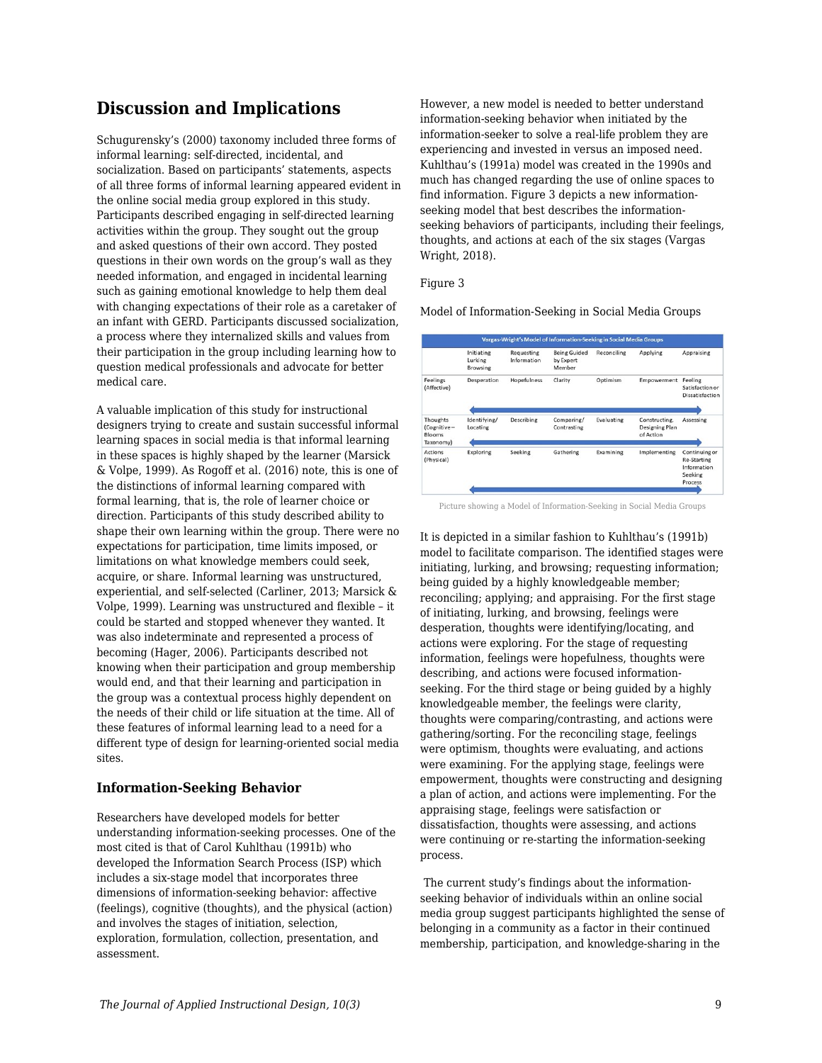## Discussion and Implications

Schugurensky's (2000) taxonomy included three forms of informal learning: self-directed, incidental, and socialization. Based on participants' statements, aspects of all three forms of informal learning appeared evident in the online social media group explored in this study. Participants described engaging in self-directed learning activities within the group. They sought out the group and asked questions of their own accord. They posted questions in their own words on the group's wall as they needed information, and engaged in incidental learning such as gaining emotional knowledge to help them deal with changing expectations of their role as a caretaker of an infant with GERD. Participants discussed socialization, a process where they internalized skills and values from their participation in the group including learning how to question medical professionals and advocate for better medical care.

A valuable implication of this study for instructional designers trying to create and sustain successful informal learning spaces in social media is that informal learning in these spaces is highly shaped by the learner (Marsick & Volpe, 1999). As Rogoff et al. (2016) note, this is one of the distinctions of informal learning compared with formal learning, that is, the role of learner choice or direction. Participants of this study described ability to shape their own learning within the group. There were no expectations for participation, time limits imposed, or limitations on what knowledge members could seek, acquire, or share. Informal learning was unstructured, experiential, and self-selected (Carliner, 2013; Marsick & Volpe, 1999). Learning was unstructured and flexible – it could be started and stopped whenever they wanted. It was also indeterminate and represented a process of becoming (Hager, 2006). Participants described not knowing when their participation and group membership would end, and that their learning and participation in the group was a contextual process highly dependent on the needs of their child or life situation at the time. All of these features of informal learning lead to a need for a different type of design for learning-oriented social media sites.

### Information-Seeking Behavior

Researchers have developed models for better understanding information-seeking processes. One of the most cited is that of Carol Kuhlthau (1991b) who developed the Information Search Process (ISP) which includes a six-stage model that incorporates three dimensions of information-seeking behavior: affective (feelings), cognitive (thoughts), and the physical (action) and involves the stages of initiation, selection, exploration, formulation, collection, presentation, and assessment.

However, a new model is needed to better understand information-seeking behavior when initiated by the information-seeker to solve a real-life problem they are experiencing and invested in versus an imposed need. Kuhlthau's (1991a) model was created in the 1990s and much has changed regarding the use of online spaces to find information. Figure 3 depicts a new information-seeking model that best describes the information-seeking behaviors of participants, including their feelings, thoughts, and actions at each of the six stages (Vargas Wright, 2018).

Figure 3

Model of Information-Seeking in Social Media Groups

| Vargas-Wright's Model of Information-Seeking in Social Media Groups | | | | | | |
|---|---|---|---|---|---|---|
| | Initiating Lurking Browsing | Requesting Information | Being Guided by Expert Member | Reconciling | Applying | Appraising |
| Feelings (Affective) | Desperation | Hopefulness | Clarity | Optimism | Empowerment | Feeling Satisfaction or Dissatisfaction |
| Thoughts (Cognitive – Blooms Taxonomy) | Identifying/ Locating | Describing | Comparing/ Contrasting | Evaluating | Constructing, Designing Plan of Action | Assessing |
| Actions (Physical) | Exploring | Seeking | Gathering | Examining | Implementing | Continuing or Re-Starting Information Seeking Process |

Picture showing a Model of Information-Seeking in Social Media Groups

It is depicted in a similar fashion to Kuhlthau's (1991b) model to facilitate comparison. The identified stages were initiating, lurking, and browsing; requesting information; being guided by a highly knowledgeable member; reconciling; applying; and appraising. For the first stage of initiating, lurking, and browsing, feelings were desperation, thoughts were identifying/locating, and actions were exploring. For the stage of requesting information, feelings were hopefulness, thoughts were describing, and actions were focused information-seeking. For the third stage or being guided by a highly knowledgeable member, the feelings were clarity, thoughts were comparing/contrasting, and actions were gathering/sorting. For the reconciling stage, feelings were optimism, thoughts were evaluating, and actions were examining. For the applying stage, feelings were empowerment, thoughts were constructing and designing a plan of action, and actions were implementing. For the appraising stage, feelings were satisfaction or dissatisfaction, thoughts were assessing, and actions were continuing or re-starting the information-seeking process.

The current study's findings about the information-seeking behavior of individuals within an online social media group suggest participants highlighted the sense of belonging in a community as a factor in their continued membership, participation, and knowledge-sharing in the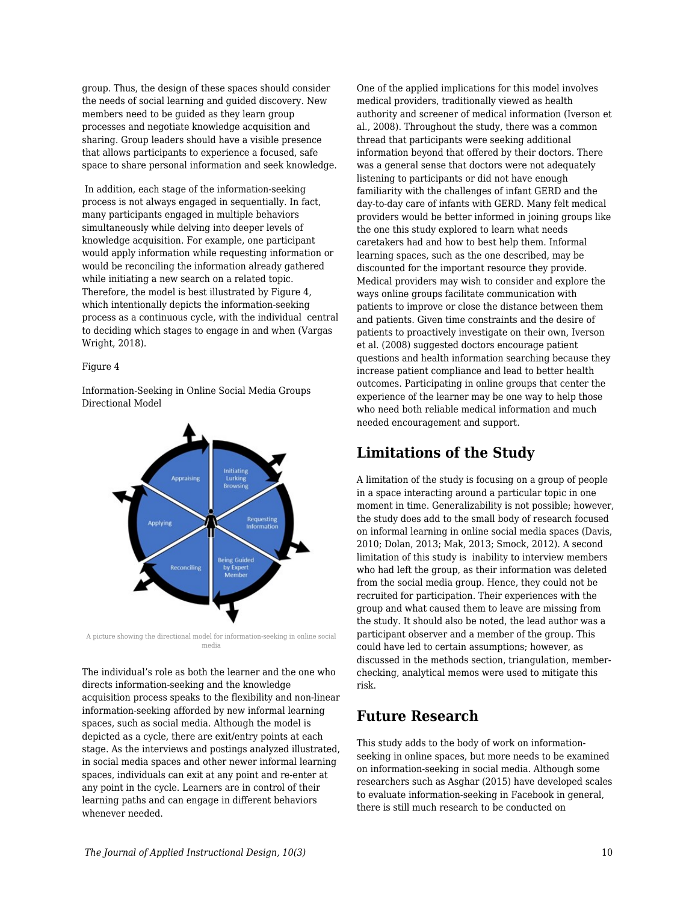group. Thus, the design of these spaces should consider the needs of social learning and guided discovery. New members need to be guided as they learn group processes and negotiate knowledge acquisition and sharing. Group leaders should have a visible presence that allows participants to experience a focused, safe space to share personal information and seek knowledge.

In addition, each stage of the information-seeking process is not always engaged in sequentially. In fact, many participants engaged in multiple behaviors simultaneously while delving into deeper levels of knowledge acquisition. For example, one participant would apply information while requesting information or would be reconciling the information already gathered while initiating a new search on a related topic. Therefore, the model is best illustrated by Figure 4, which intentionally depicts the information-seeking process as a continuous cycle, with the individual central to deciding which stages to engage in and when (Vargas Wright, 2018).

Figure 4

Information-Seeking in Online Social Media Groups Directional Model

A picture showing the directional model for information-seeking in online social media

The individual's role as both the learner and the one who directs information-seeking and the knowledge acquisition process speaks to the flexibility and non-linear information-seeking afforded by new informal learning spaces, such as social media. Although the model is depicted as a cycle, there are exit/entry points at each stage. As the interviews and postings analyzed illustrated, in social media spaces and other newer informal learning spaces, individuals can exit at any point and re-enter at any point in the cycle. Learners are in control of their learning paths and can engage in different behaviors whenever needed.

One of the applied implications for this model involves medical providers, traditionally viewed as health authority and screener of medical information (Iverson et al., 2008). Throughout the study, there was a common thread that participants were seeking additional information beyond that offered by their doctors. There was a general sense that doctors were not adequately listening to participants or did not have enough familiarity with the challenges of infant GERD and the day-to-day care of infants with GERD. Many felt medical providers would be better informed in joining groups like the one this study explored to learn what needs caretakers had and how to best help them. Informal learning spaces, such as the one described, may be discounted for the important resource they provide. Medical providers may wish to consider and explore the ways online groups facilitate communication with patients to improve or close the distance between them and patients. Given time constraints and the desire of patients to proactively investigate on their own, Iverson et al. (2008) suggested doctors encourage patient questions and health information searching because they increase patient compliance and lead to better health outcomes. Participating in online groups that center the experience of the learner may be one way to help those who need both reliable medical information and much needed encouragement and support.

## Limitations of the Study

A limitation of the study is focusing on a group of people in a space interacting around a particular topic in one moment in time. Generalizability is not possible; however, the study does add to the small body of research focused on informal learning in online social media spaces (Davis, 2010; Dolan, 2013; Mak, 2013; Smock, 2012). A second limitation of this study is inability to interview members who had left the group, as their information was deleted from the social media group. Hence, they could not be recruited for participation. Their experiences with the group and what caused them to leave are missing from the study. It should also be noted, the lead author was a participant observer and a member of the group. This could have led to certain assumptions; however, as discussed in the methods section, triangulation, member-checking, analytical memos were used to mitigate this risk.

## Future Research

This study adds to the body of work on information-seeking in online spaces, but more needs to be examined on information-seeking in social media. Although some researchers such as Asghar (2015) have developed scales to evaluate information-seeking in Facebook in general, there is still much research to be conducted on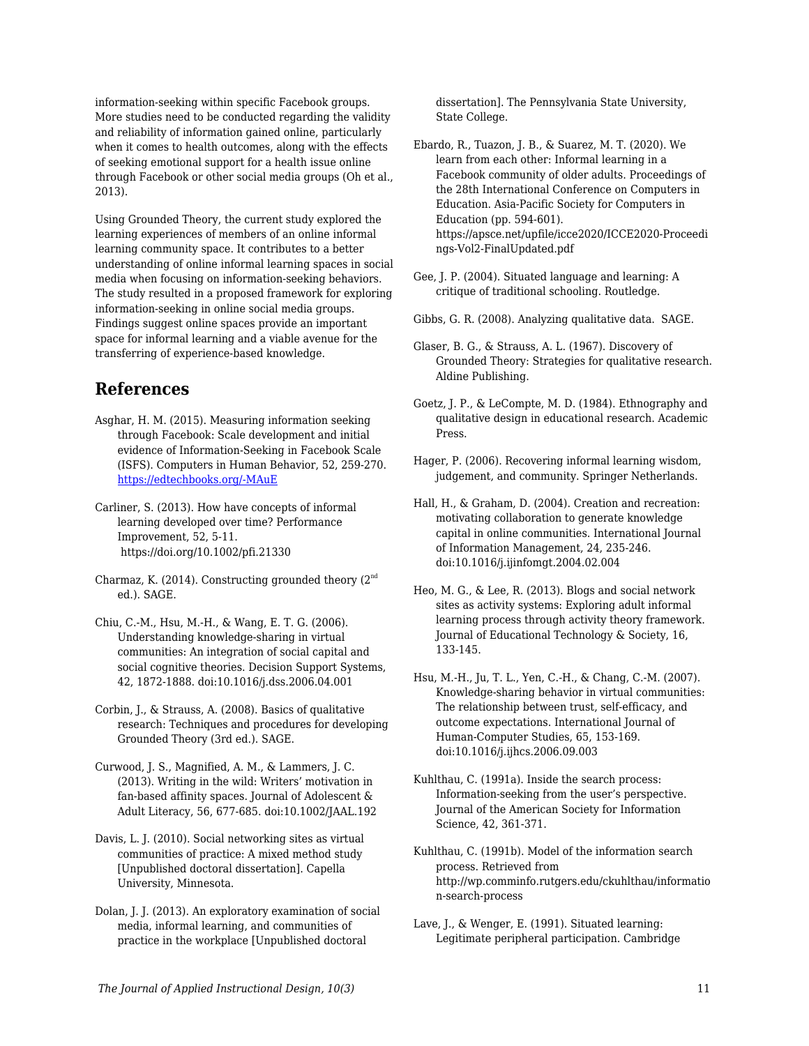information-seeking within specific Facebook groups. More studies need to be conducted regarding the validity and reliability of information gained online, particularly when it comes to health outcomes, along with the effects of seeking emotional support for a health issue online through Facebook or other social media groups (Oh et al., 2013).

Using Grounded Theory, the current study explored the learning experiences of members of an online informal learning community space. It contributes to a better understanding of online informal learning spaces in social media when focusing on information-seeking behaviors. The study resulted in a proposed framework for exploring information-seeking in online social media groups. Findings suggest online spaces provide an important space for informal learning and a viable avenue for the transferring of experience-based knowledge.

## References

Asghar, H. M. (2015). Measuring information seeking through Facebook: Scale development and initial evidence of Information-Seeking in Facebook Scale (ISFS). Computers in Human Behavior, 52, 259-270. https://edtechbooks.org/-MAuE

Carliner, S. (2013). How have concepts of informal learning developed over time? Performance Improvement, 52, 5-11. https://doi.org/10.1002/pfi.21330

Charmaz, K. (2014). Constructing grounded theory (2nd ed.). SAGE.

Chiu, C.-M., Hsu, M.-H., & Wang, E. T. G. (2006). Understanding knowledge-sharing in virtual communities: An integration of social capital and social cognitive theories. Decision Support Systems, 42, 1872-1888. doi:10.1016/j.dss.2006.04.001

Corbin, J., & Strauss, A. (2008). Basics of qualitative research: Techniques and procedures for developing Grounded Theory (3rd ed.). SAGE.

Curwood, J. S., Magnified, A. M., & Lammers, J. C. (2013). Writing in the wild: Writers' motivation in fan-based affinity spaces. Journal of Adolescent & Adult Literacy, 56, 677-685. doi:10.1002/JAAL.192

Davis, L. J. (2010). Social networking sites as virtual communities of practice: A mixed method study [Unpublished doctoral dissertation]. Capella University, Minnesota.

Dolan, J. J. (2013). An exploratory examination of social media, informal learning, and communities of practice in the workplace [Unpublished doctoral dissertation]. The Pennsylvania State University, State College.

Ebardo, R., Tuazon, J. B., & Suarez, M. T. (2020). We learn from each other: Informal learning in a Facebook community of older adults. Proceedings of the 28th International Conference on Computers in Education. Asia-Pacific Society for Computers in Education (pp. 594-601). https://apsce.net/upfile/icce2020/ICCE2020-Proceedings-Vol2-FinalUpdated.pdf

Gee, J. P. (2004). Situated language and learning: A critique of traditional schooling. Routledge.

Gibbs, G. R. (2008). Analyzing qualitative data. SAGE.

Glaser, B. G., & Strauss, A. L. (1967). Discovery of Grounded Theory: Strategies for qualitative research. Aldine Publishing.

Goetz, J. P., & LeCompte, M. D. (1984). Ethnography and qualitative design in educational research. Academic Press.

Hager, P. (2006). Recovering informal learning wisdom, judgement, and community. Springer Netherlands.

Hall, H., & Graham, D. (2004). Creation and recreation: motivating collaboration to generate knowledge capital in online communities. International Journal of Information Management, 24, 235-246. doi:10.1016/j.ijinfomgt.2004.02.004

Heo, M. G., & Lee, R. (2013). Blogs and social network sites as activity systems: Exploring adult informal learning process through activity theory framework. Journal of Educational Technology & Society, 16, 133-145.

Hsu, M.-H., Ju, T. L., Yen, C.-H., & Chang, C.-M. (2007). Knowledge-sharing behavior in virtual communities: The relationship between trust, self-efficacy, and outcome expectations. International Journal of Human-Computer Studies, 65, 153-169. doi:10.1016/j.ijhcs.2006.09.003

Kuhlthau, C. (1991a). Inside the search process: Information-seeking from the user's perspective. Journal of the American Society for Information Science, 42, 361-371.

Kuhlthau, C. (1991b). Model of the information search process. Retrieved from http://wp.comminfo.rutgers.edu/ckuhlthau/information-search-process

Lave, J., & Wenger, E. (1991). Situated learning: Legitimate peripheral participation. Cambridge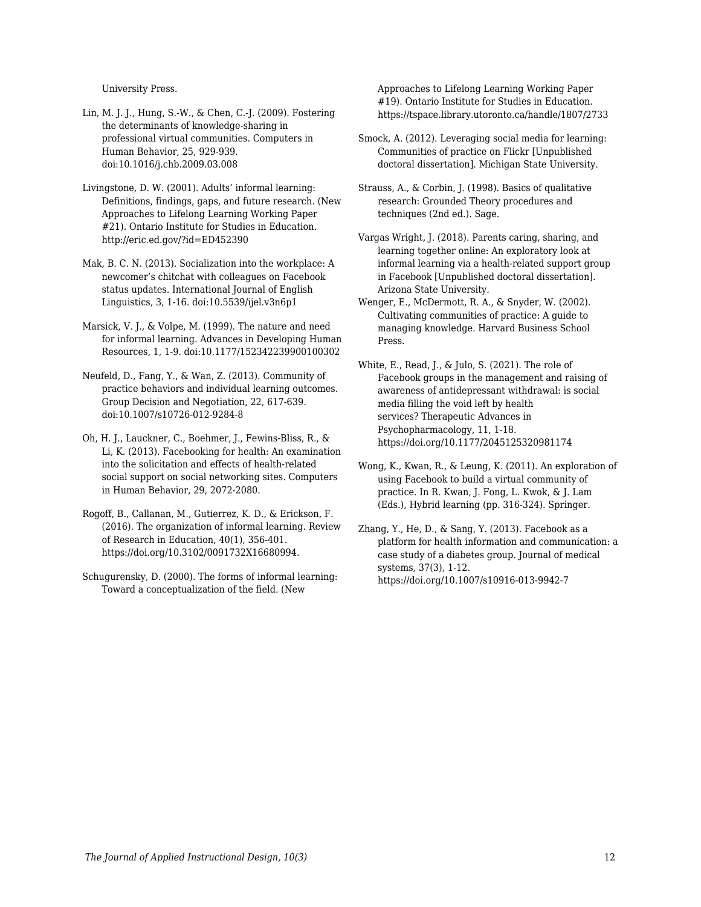University Press.

Lin, M. J. J., Hung, S.-W., & Chen, C.-J. (2009). Fostering the determinants of knowledge-sharing in professional virtual communities. Computers in Human Behavior, 25, 929-939. doi:10.1016/j.chb.2009.03.008

Livingstone, D. W. (2001). Adults' informal learning: Definitions, findings, gaps, and future research. (New Approaches to Lifelong Learning Working Paper #21). Ontario Institute for Studies in Education. http://eric.ed.gov/?id=ED452390

Mak, B. C. N. (2013). Socialization into the workplace: A newcomer's chitchat with colleagues on Facebook status updates. International Journal of English Linguistics, 3, 1-16. doi:10.5539/ijel.v3n6p1

Marsick, V. J., & Volpe, M. (1999). The nature and need for informal learning. Advances in Developing Human Resources, 1, 1-9. doi:10.1177/152342239900100302

Neufeld, D., Fang, Y., & Wan, Z. (2013). Community of practice behaviors and individual learning outcomes. Group Decision and Negotiation, 22, 617-639. doi:10.1007/s10726-012-9284-8

Oh, H. J., Lauckner, C., Boehmer, J., Fewins-Bliss, R., & Li, K. (2013). Facebooking for health: An examination into the solicitation and effects of health-related social support on social networking sites. Computers in Human Behavior, 29, 2072-2080.

Rogoff, B., Callanan, M., Gutierrez, K. D., & Erickson, F. (2016). The organization of informal learning. Review of Research in Education, 40(1), 356-401. https://doi.org/10.3102/0091732X16680994.

Schugurensky, D. (2000). The forms of informal learning: Toward a conceptualization of the field. (New Approaches to Lifelong Learning Working Paper #19). Ontario Institute for Studies in Education. https://tspace.library.utoronto.ca/handle/1807/2733

Smock, A. (2012). Leveraging social media for learning: Communities of practice on Flickr [Unpublished doctoral dissertation]. Michigan State University.

Strauss, A., & Corbin, J. (1998). Basics of qualitative research: Grounded Theory procedures and techniques (2nd ed.). Sage.

Vargas Wright, J. (2018). Parents caring, sharing, and learning together online: An exploratory look at informal learning via a health-related support group in Facebook [Unpublished doctoral dissertation]. Arizona State University.

Wenger, E., McDermott, R. A., & Snyder, W. (2002). Cultivating communities of practice: A guide to managing knowledge. Harvard Business School Press.

White, E., Read, J., & Julo, S. (2021). The role of Facebook groups in the management and raising of awareness of antidepressant withdrawal: is social media filling the void left by health services? Therapeutic Advances in Psychopharmacology, 11, 1-18. https://doi.org/10.1177/2045125320981174

Wong, K., Kwan, R., & Leung, K. (2011). An exploration of using Facebook to build a virtual community of practice. In R. Kwan, J. Fong, L. Kwok, & J. Lam (Eds.), Hybrid learning (pp. 316-324). Springer.

Zhang, Y., He, D., & Sang, Y. (2013). Facebook as a platform for health information and communication: a case study of a diabetes group. Journal of medical systems, 37(3), 1-12. https://doi.org/10.1007/s10916-013-9942-7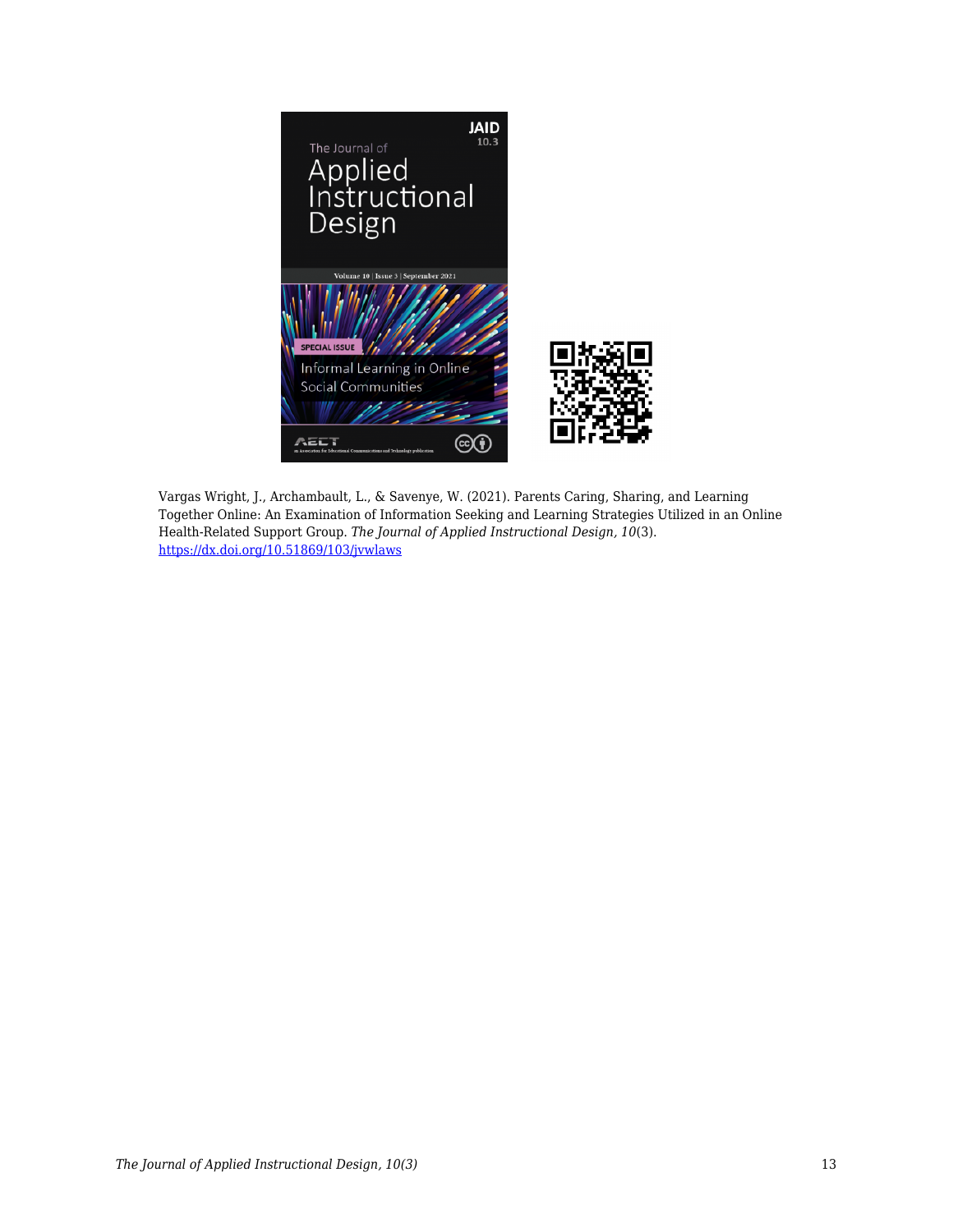Vargas Wright, J., Archambault, L., & Savenye, W. (2021). Parents Caring, Sharing, and Learning Together Online: An Examination of Information Seeking and Learning Strategies Utilized in an Online Health-Related Support Group. *The Journal of Applied Instructional Design, 10*(3). https://dx.doi.org/10.51869/103/jvwlaws